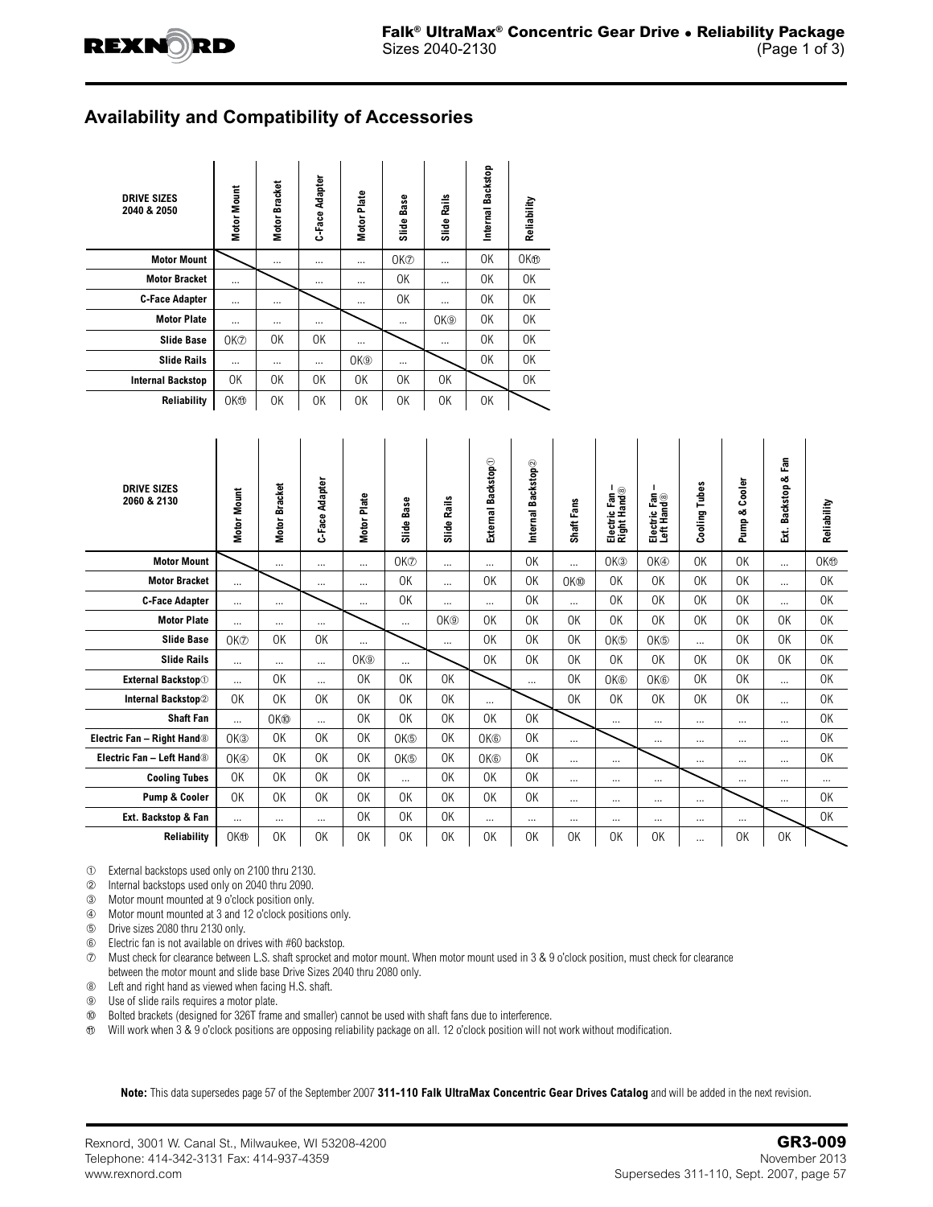## Availability and Compatibility of Accessories

| DRIVE SIZES 2040 & 2050 | Motor Mount | Motor Bracket | C-Face Adapter | Motor Plate | Slide Base | Slide Rails | Internal Backstop | Reliability |
|---|---|---|---|---|---|---|---|---|
| **Motor Mount** | | ... | ... | ... | OK⑦ | ... | OK | OK⑪ |
| **Motor Bracket** | ... | | ... | ... | OK | ... | OK | OK |
| **C-Face Adapter** | ... | ... | | ... | OK | ... | OK | OK |
| **Motor Plate** | ... | ... | ... | | ... | OK⑨ | OK | OK |
| **Slide Base** | OK⑦ | OK | OK | ... | | ... | OK | OK |
| **Slide Rails** | ... | ... | ... | OK⑨ | ... | | OK | OK |
| **Internal Backstop** | OK | OK | OK | OK | OK | OK | | OK |
| **Reliability** | OK⑪ | OK | OK | OK | OK | OK | OK | |

| DRIVE SIZES 2060 & 2130 | Motor Mount | Motor Bracket | C-Face Adapter | Motor Plate | Slide Base | Slide Rails | External Backstop① | Internal Backstop② | Shaft Fans | Electric Fan – Right Hand⑧ | Electric Fan – Left Hand⑧ | Cooling Tubes | Pump & Cooler | Ext. Backstop & Fan | Reliability |
|---|---|---|---|---|---|---|---|---|---|---|---|---|---|---|---|
| **Motor Mount** | | ... | ... | ... | OK⑦ | ... | ... | OK | ... | OK③ | OK④ | OK | OK | ... | OK⑪ |
| **Motor Bracket** | ... | | ... | ... | OK | ... | OK | OK | OK⑩ | OK | OK | OK | OK | ... | OK |
| **C-Face Adapter** | ... | ... | | ... | OK | ... | ... | OK | ... | OK | OK | OK | OK | ... | OK |
| **Motor Plate** | ... | ... | ... | | ... | OK⑨ | OK | OK | OK | OK | OK | OK | OK | OK | OK |
| **Slide Base** | OK⑦ | OK | OK | ... | | ... | OK | OK | OK | OK⑤ | OK⑤ | ... | OK | OK | OK |
| **Slide Rails** | ... | ... | ... | OK⑨ | ... | | OK | OK | OK | OK | OK | OK | OK | OK | OK |
| **External Backstop①** | ... | OK | ... | OK | OK | OK | | ... | OK | OK⑥ | OK⑥ | OK | OK | ... | OK |
| **Internal Backstop②** | OK | OK | OK | OK | OK | OK | ... | | OK | OK | OK | OK | OK | ... | OK |
| **Shaft Fan** | ... | OK⑩ | ... | OK | OK | OK | OK | OK | | ... | ... | ... | ... | ... | OK |
| **Electric Fan – Right Hand⑧** | OK③ | OK | OK | OK | OK⑤ | OK | OK⑥ | OK | ... | | ... | ... | ... | ... | OK |
| **Electric Fan – Left Hand⑧** | OK④ | OK | OK | OK | OK⑤ | OK | OK⑥ | OK | ... | ... | | ... | ... | ... | OK |
| **Cooling Tubes** | OK | OK | OK | OK | ... | OK | OK | OK | ... | ... | ... | | ... | ... | ... |
| **Pump & Cooler** | OK | OK | OK | OK | OK | OK | OK | OK | ... | ... | ... | ... | | ... | OK |
| **Ext. Backstop & Fan** | ... | ... | ... | OK | OK | OK | ... | ... | ... | ... | ... | ... | ... | | OK |
| **Reliability** | OK⑪ | OK | OK | OK | OK | OK | OK | OK | OK | OK | OK | ... | OK | OK | |

① External backstops used only on 2100 thru 2130.
② Internal backstops used only on 2040 thru 2090.
③ Motor mount mounted at 9 o'clock position only.
④ Motor mount mounted at 3 and 12 o'clock positions only.
⑤ Drive sizes 2080 thru 2130 only.
⑥ Electric fan is not available on drives with #60 backstop.
⑦ Must check for clearance between L.S. shaft sprocket and motor mount. When motor mount used in 3 & 9 o'clock position, must check for clearance between the motor mount and slide base Drive Sizes 2040 thru 2080 only.
⑧ Left and right hand as viewed when facing H.S. shaft.
⑨ Use of slide rails requires a motor plate.
⑩ Bolted brackets (designed for 326T frame and smaller) cannot be used with shaft fans due to interference.
⑪ Will work when 3 & 9 o'clock positions are opposing reliability package on all. 12 o'clock position will not work without modification.

**Note:** This data supersedes page 57 of the September 2007 **311-110 Falk UltraMax Concentric Gear Drives Catalog** and will be added in the next revision.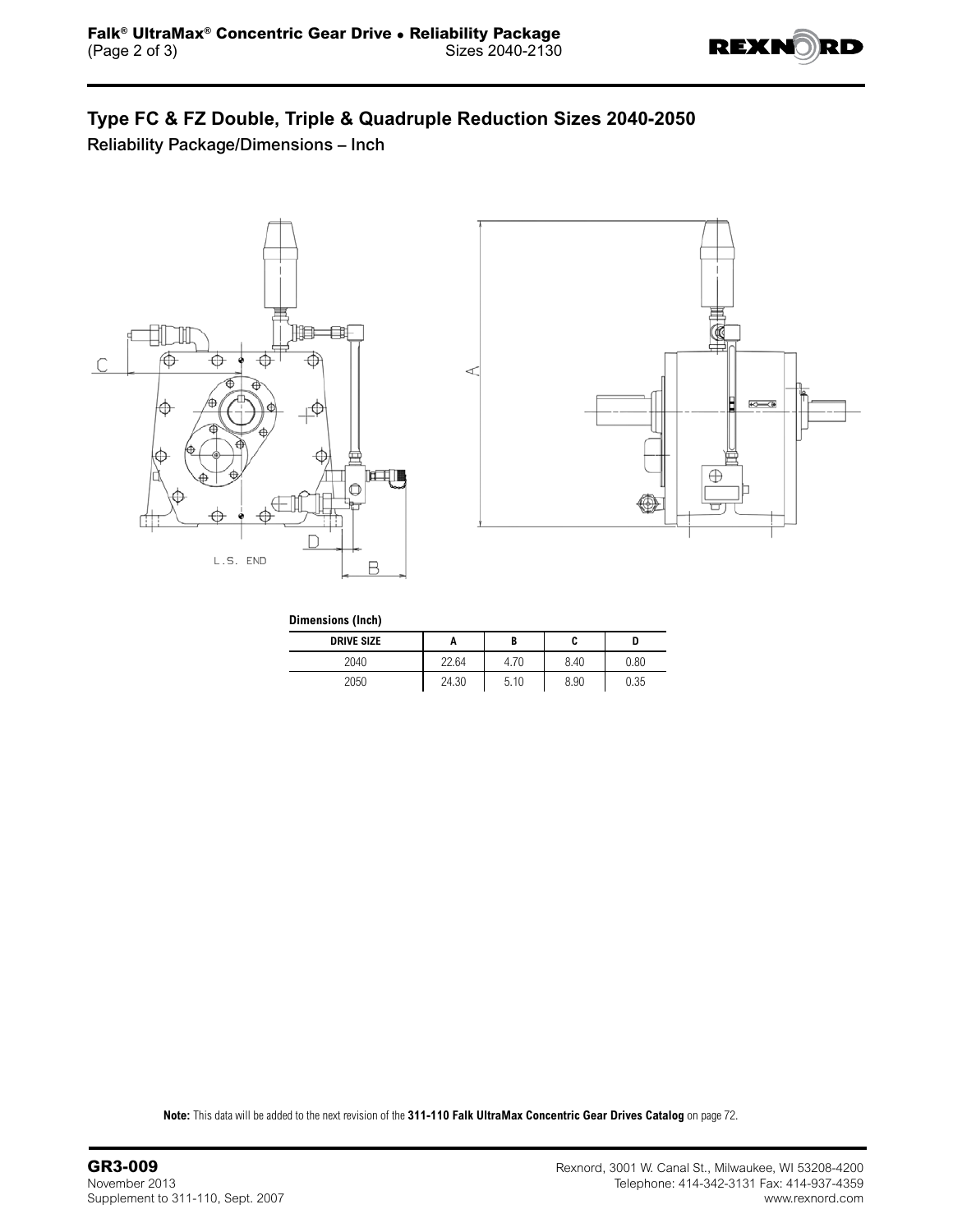## Type FC & FZ Double, Triple & Quadruple Reduction Sizes 2040-2050

### Reliability Package/Dimensions – Inch

**Dimensions (Inch)**

| DRIVE SIZE | A | B | C | D |
|---|---|---|---|---|
| 2040 | 22.64 | 4.70 | 8.40 | 0.80 |
| 2050 | 24.30 | 5.10 | 8.90 | 0.35 |

**Note:** This data will be added to the next revision of the **311-110 Falk UltraMax Concentric Gear Drives Catalog** on page 72.

**GR3-009**
November 2013
Supplement to 311-110, Sept. 2007

Rexnord, 3001 W. Canal St., Milwaukee, WI 53208-4200
Telephone: 414-342-3131 Fax: 414-937-4359
www.rexnord.com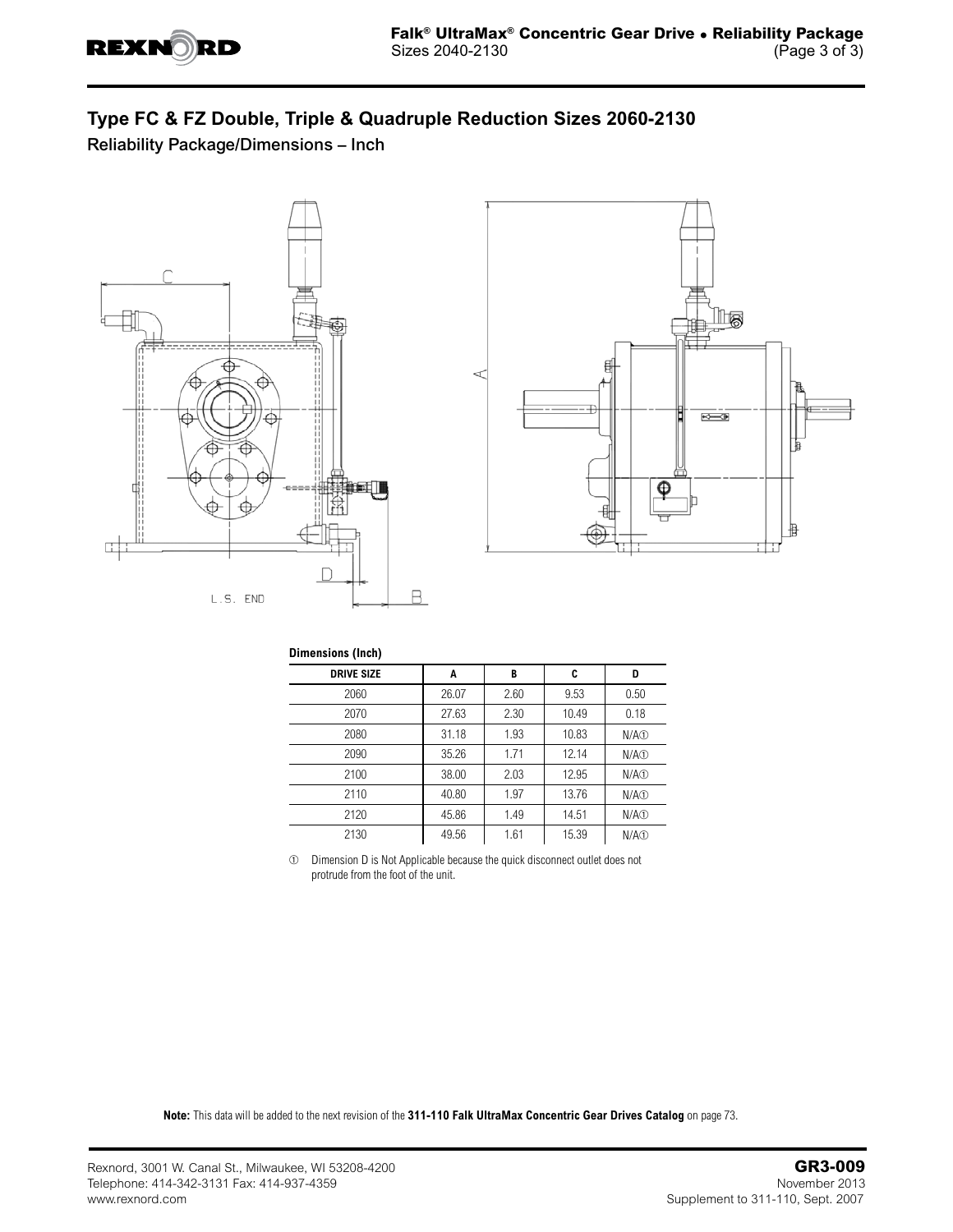## Type FC & FZ Double, Triple & Quadruple Reduction Sizes 2060-2130

### Reliability Package/Dimensions – Inch

C

A

D

B

L.S. END

**Dimensions (Inch)**

| DRIVE SIZE | A | B | C | D |
|---|---|---|---|---|
| 2060 | 26.07 | 2.60 | 9.53 | 0.50 |
| 2070 | 27.63 | 2.30 | 10.49 | 0.18 |
| 2080 | 31.18 | 1.93 | 10.83 | N/A① |
| 2090 | 35.26 | 1.71 | 12.14 | N/A① |
| 2100 | 38.00 | 2.03 | 12.95 | N/A① |
| 2110 | 40.80 | 1.97 | 13.76 | N/A① |
| 2120 | 45.86 | 1.49 | 14.51 | N/A① |
| 2130 | 49.56 | 1.61 | 15.39 | N/A① |

① Dimension D is Not Applicable because the quick disconnect outlet does not protrude from the foot of the unit.

**Note:** This data will be added to the next revision of the **311-110 Falk UltraMax Concentric Gear Drives Catalog** on page 73.

Rexnord, 3001 W. Canal St., Milwaukee, WI 53208-4200
Telephone: 414-342-3131 Fax: 414-937-4359
www.rexnord.com

**GR3-009**
November 2013
Supplement to 311-110, Sept. 2007